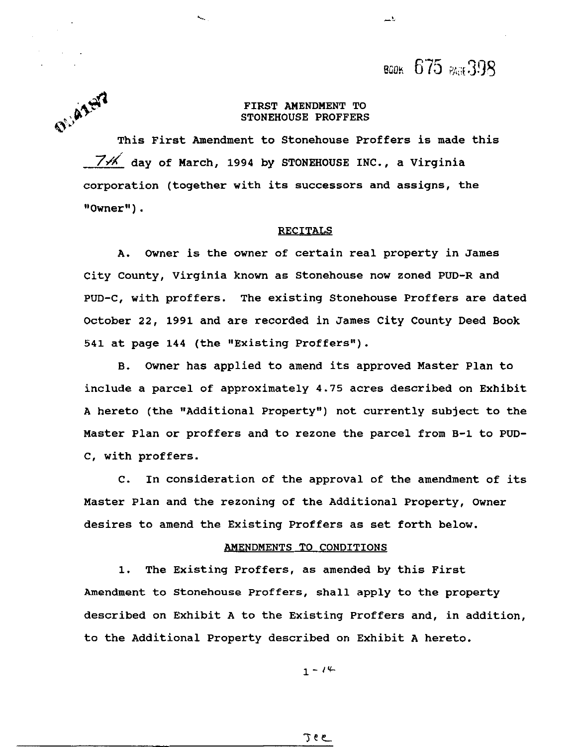BOOK 675 PAGE 398

# FIRST AMENDMENT TO STONEHOUSE PROFFERS

This First Amendment to Stonehouse Proffers is made this 7th day of March, 1994 by STONEHOUSE INC., a Virginia corporation (together with its successors and assigns, the "Owner").

## RECITALS

A. Owner is the owner of certain real property in James City County, Virginia known as Stonehouse now zoned PUD-R and PUD-C, with proffers. The existing Stonehouse Proffers are dated October 22, 1991 and are recorded in James City County Deed Book 541 at page 144 (the "Existing Proffers").

B. Owner has applied to amend its approved Master Plan to include a parcel of approximately 4.75 acres described on Exhibit A hereto (the "Additional Property") not currently subject to the Master Plan or proffers and to rezone the parcel from B-1 to PUD-C, with proffers.

C. In consideration of the approval of the amendment of its Master Plan and the rezoning of the Additional Property, Owner desires to amend the Existing Proffers as set forth below.

## AMENDMENTS TO CONDITIONS

1. The Existing Proffers, as amended by this First Amendment to Stonehouse Proffers, shall apply to the property described on Exhibit A to the Existing Proffers and, in addition, to the Additional Property described on Exhibit A hereto.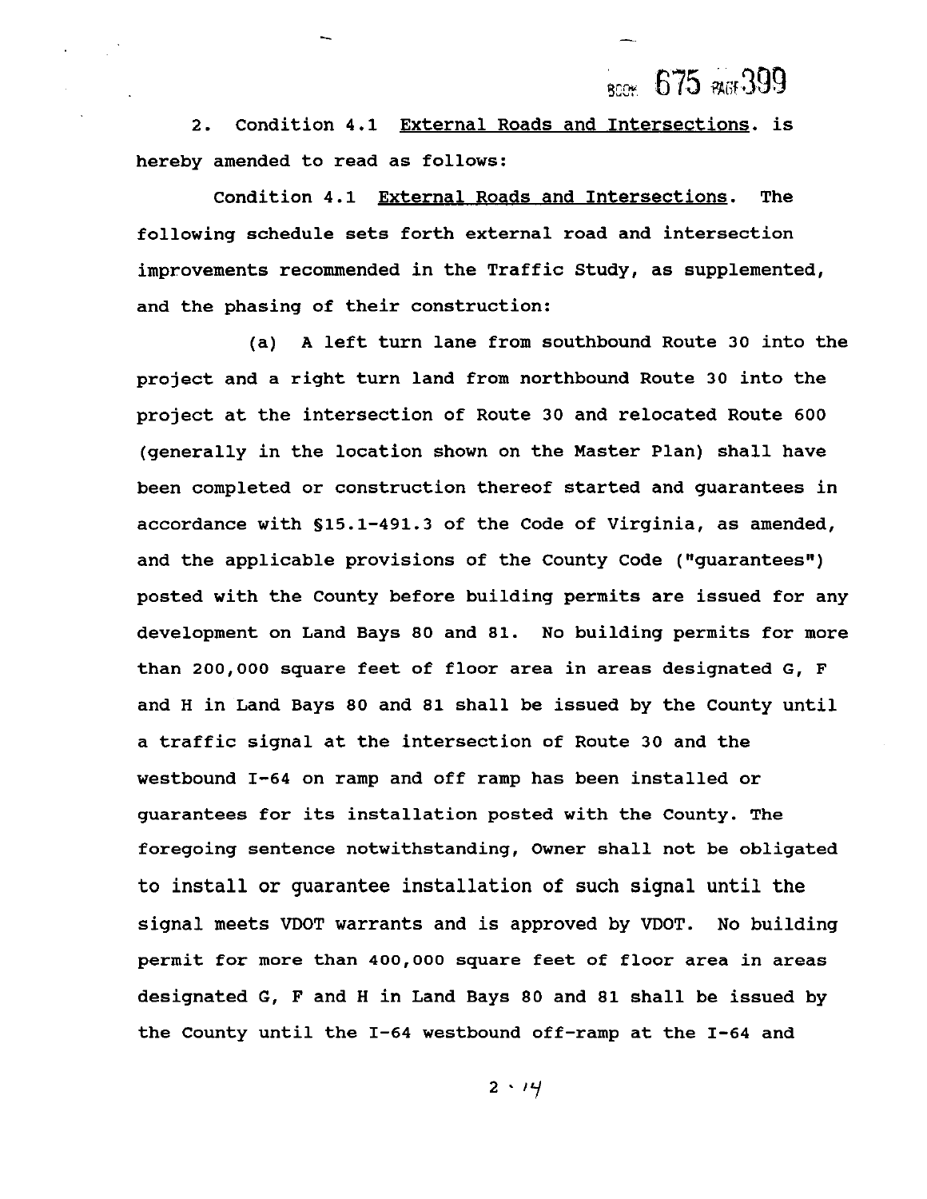2. Condition 4.1 External Roads and Intersections. is hereby amended to read as follows:

Condition 4.1 External Roads and Intersections. The following schedule sets forth external road and intersection improvements recommended in the Traffic Study, as supplemented, and the phasing of their construction:

(a) A left turn lane from southbound Route 30 into the project and a right turn land from northbound Route 30 into the project at the intersection of Route 30 and relocated Route 600 (generally in the location shown on the Master Plan) shall have been completed or construction thereof started and guarantees in accordance with §15.1-491.3 of the Code of Virginia, as amended, and the applicable provisions of the County Code ("guarantees") posted with the County before building permits are issued for any development on Land Bays 80 and 81. No building permits for more than 200,000 square feet of floor area in areas designated G, F and H in Land Bays 80 and 81 shall be issued by the County until a traffic signal at the intersection of Route 30 and the westbound I-64 on ramp and off ramp has been installed or guarantees for its installation posted with the County. The foregoing sentence notwithstanding, Owner shall not be obligated to install or guarantee installation of such signal until the signal meets VDOT warrants and is approved by VDOT. No building permit for more than 400,000 square feet of floor area in areas designated G, F and H in Land Bays 80 and 81 shall be issued by the County until the I-64 westbound off-ramp at the I-64 and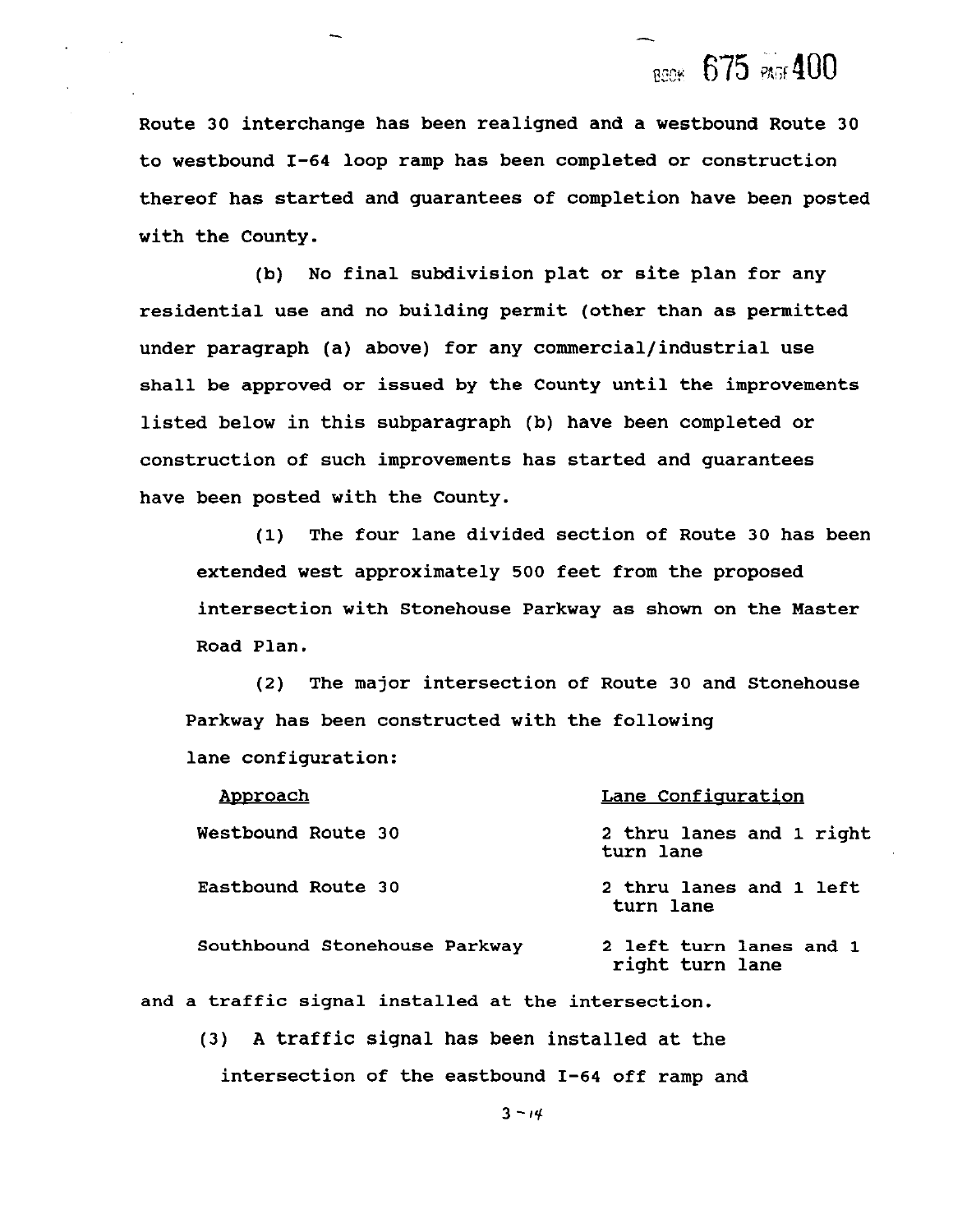Route 30 interchange has been realigned and a westbound Route 30 to westbound I-64 loop ramp has been completed or construction thereof has started and guarantees of completion have been posted with the County.

(b) No final subdivision plat or site plan for any residential use and no building permit (other than as permitted under paragraph (a) above) for any commercial/industrial use shall be approved or issued by the County until the improvements listed below in this subparagraph (b) have been completed or construction of such improvements has started and guarantees have been posted with the County.

(1) The four lane divided section of Route 30 has been extended west approximately 500 feet from the proposed intersection with Stonehouse Parkway as shown on the Master Road Plan.

(2) The major intersection of Route 30 and Stonehouse Parkway has been constructed with the following lane configuration:

| Approach | Lane Configuration |
|---|---|
| Westbound Route 30 | 2 thru lanes and 1 right turn lane |
| Eastbound Route 30 | 2 thru lanes and 1 left turn lane |
| Southbound Stonehouse Parkway | 2 left turn lanes and 1 right turn lane |

and a traffic signal installed at the intersection.

(3) A traffic signal has been installed at the intersection of the eastbound I-64 off ramp and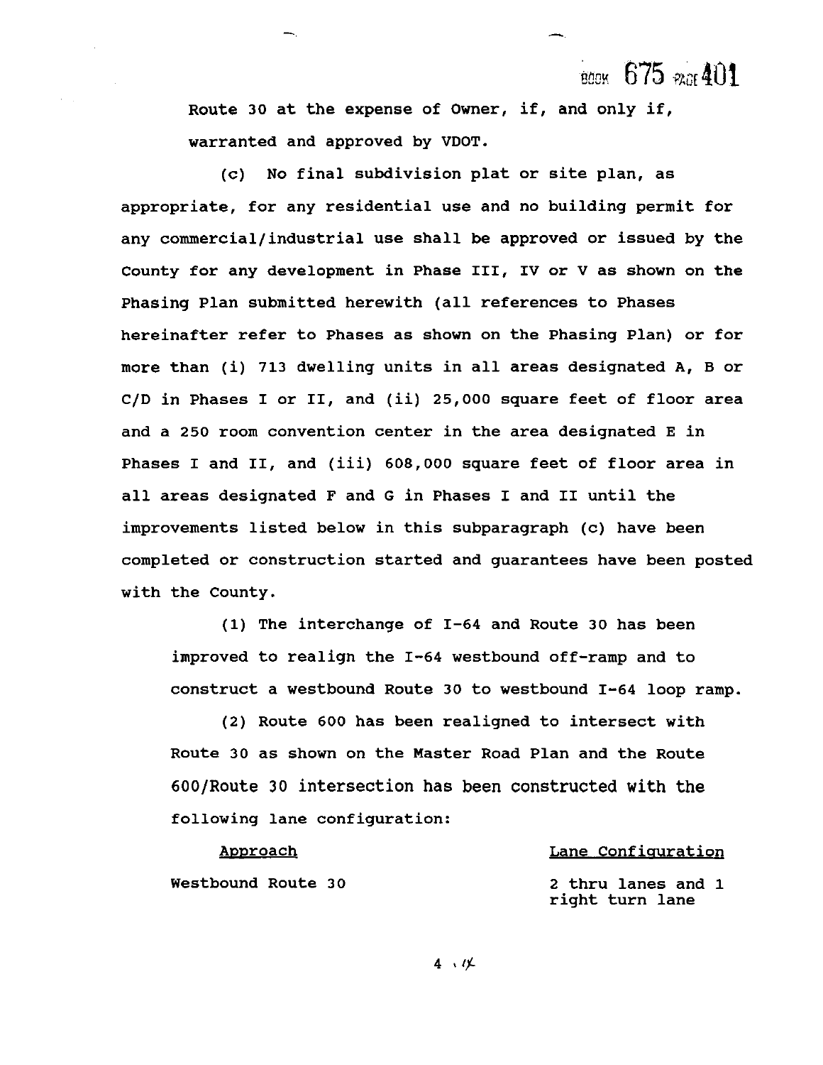Route 30 at the expense of Owner, if, and only if, warranted and approved by VDOT.

(c) No final subdivision plat or site plan, as appropriate, for any residential use and no building permit for any commercial/industrial use shall be approved or issued by the County for any development in Phase III, IV or V as shown on the Phasing Plan submitted herewith (all references to Phases hereinafter refer to Phases as shown on the Phasing Plan) or for more than (i) 713 dwelling units in all areas designated A, B or C/D in Phases I or II, and (ii) 25,000 square feet of floor area and a 250 room convention center in the area designated E in Phases I and II, and (iii) 608,000 square feet of floor area in all areas designated F and G in Phases I and II until the improvements listed below in this subparagraph (c) have been completed or construction started and guarantees have been posted with the County.

(1) The interchange of I-64 and Route 30 has been improved to realign the I-64 westbound off-ramp and to construct a westbound Route 30 to westbound I-64 loop ramp.

(2) Route 600 has been realigned to intersect with Route 30 as shown on the Master Road Plan and the Route 600/Route 30 intersection has been constructed with the following lane configuration:

| Approach | Lane Configuration |
| --- | --- |
| Westbound Route 30 | 2 thru lanes and 1 right turn lane |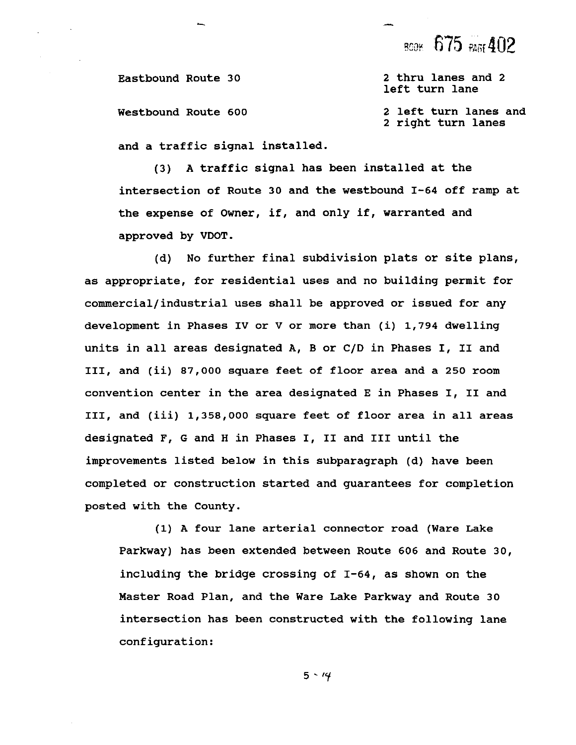| | |
|---|---|
| Eastbound Route 30 | 2 thru lanes and 2 left turn lane |
| Westbound Route 600 | 2 left turn lanes and 2 right turn lanes |

and a traffic signal installed.

(3) A traffic signal has been installed at the intersection of Route 30 and the westbound I-64 off ramp at the expense of Owner, if, and only if, warranted and approved by VDOT.

(d) No further final subdivision plats or site plans, as appropriate, for residential uses and no building permit for commercial/industrial uses shall be approved or issued for any development in Phases IV or V or more than (i) 1,794 dwelling units in all areas designated A, B or C/D in Phases I, II and III, and (ii) 87,000 square feet of floor area and a 250 room convention center in the area designated E in Phases I, II and III, and (iii) 1,358,000 square feet of floor area in all areas designated F, G and H in Phases I, II and III until the improvements listed below in this subparagraph (d) have been completed or construction started and guarantees for completion posted with the County.

(1) A four lane arterial connector road (Ware Lake Parkway) has been extended between Route 606 and Route 30, including the bridge crossing of I-64, as shown on the Master Road Plan, and the Ware Lake Parkway and Route 30 intersection has been constructed with the following lane configuration: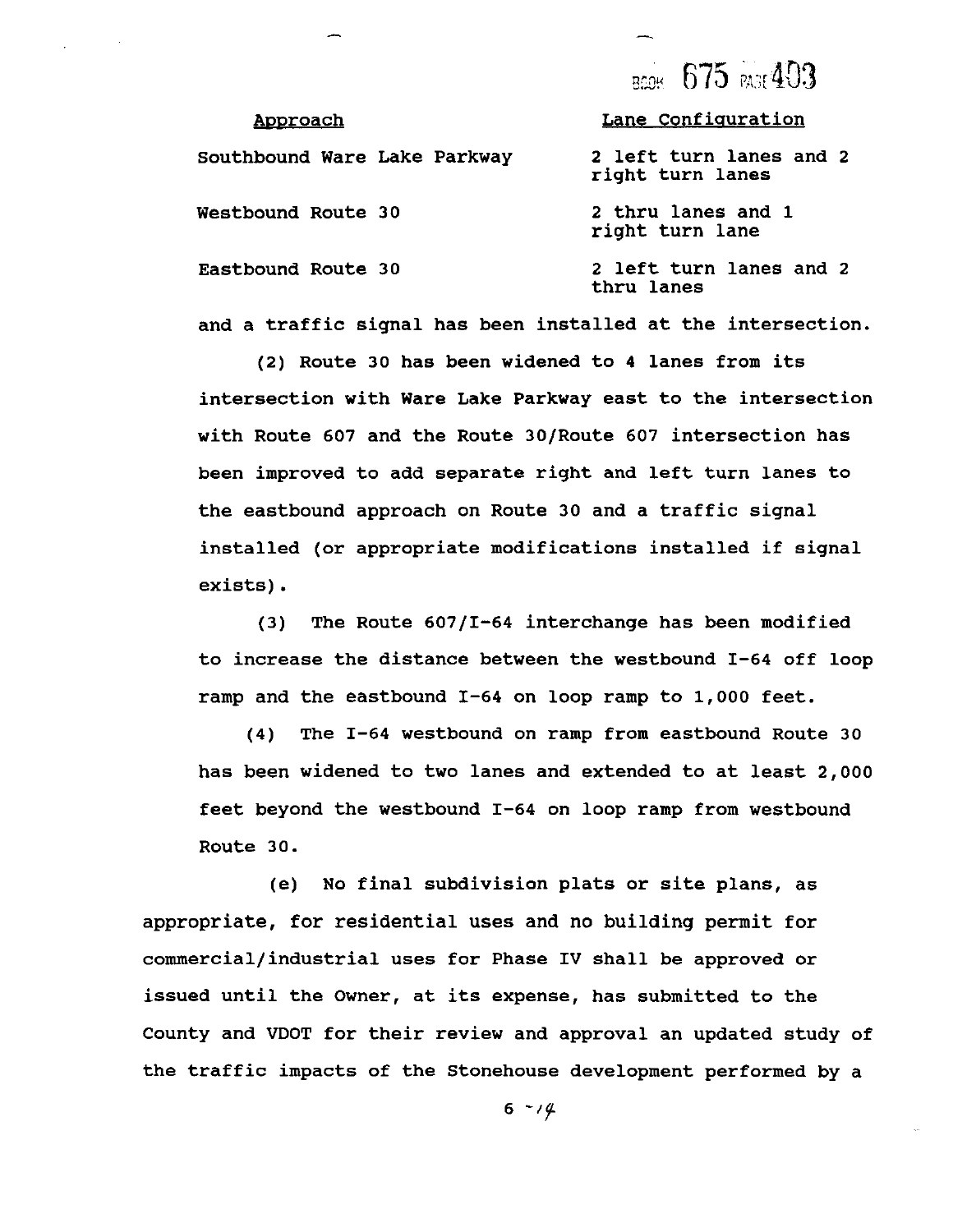| Approach | Lane Configuration |
| --- | --- |
| Southbound Ware Lake Parkway | 2 left turn lanes and 2 right turn lanes |
| Westbound Route 30 | 2 thru lanes and 1 right turn lane |
| Eastbound Route 30 | 2 left turn lanes and 2 thru lanes |

and a traffic signal has been installed at the intersection.

(2) Route 30 has been widened to 4 lanes from its intersection with Ware Lake Parkway east to the intersection with Route 607 and the Route 30/Route 607 intersection has been improved to add separate right and left turn lanes to the eastbound approach on Route 30 and a traffic signal installed (or appropriate modifications installed if signal exists).

(3) The Route 607/I-64 interchange has been modified to increase the distance between the westbound I-64 off loop ramp and the eastbound I-64 on loop ramp to 1,000 feet.

(4) The I-64 westbound on ramp from eastbound Route 30 has been widened to two lanes and extended to at least 2,000 feet beyond the westbound I-64 on loop ramp from westbound Route 30.

(e) No final subdivision plats or site plans, as appropriate, for residential uses and no building permit for commercial/industrial uses for Phase IV shall be approved or issued until the Owner, at its expense, has submitted to the County and VDOT for their review and approval an updated study of the traffic impacts of the Stonehouse development performed by a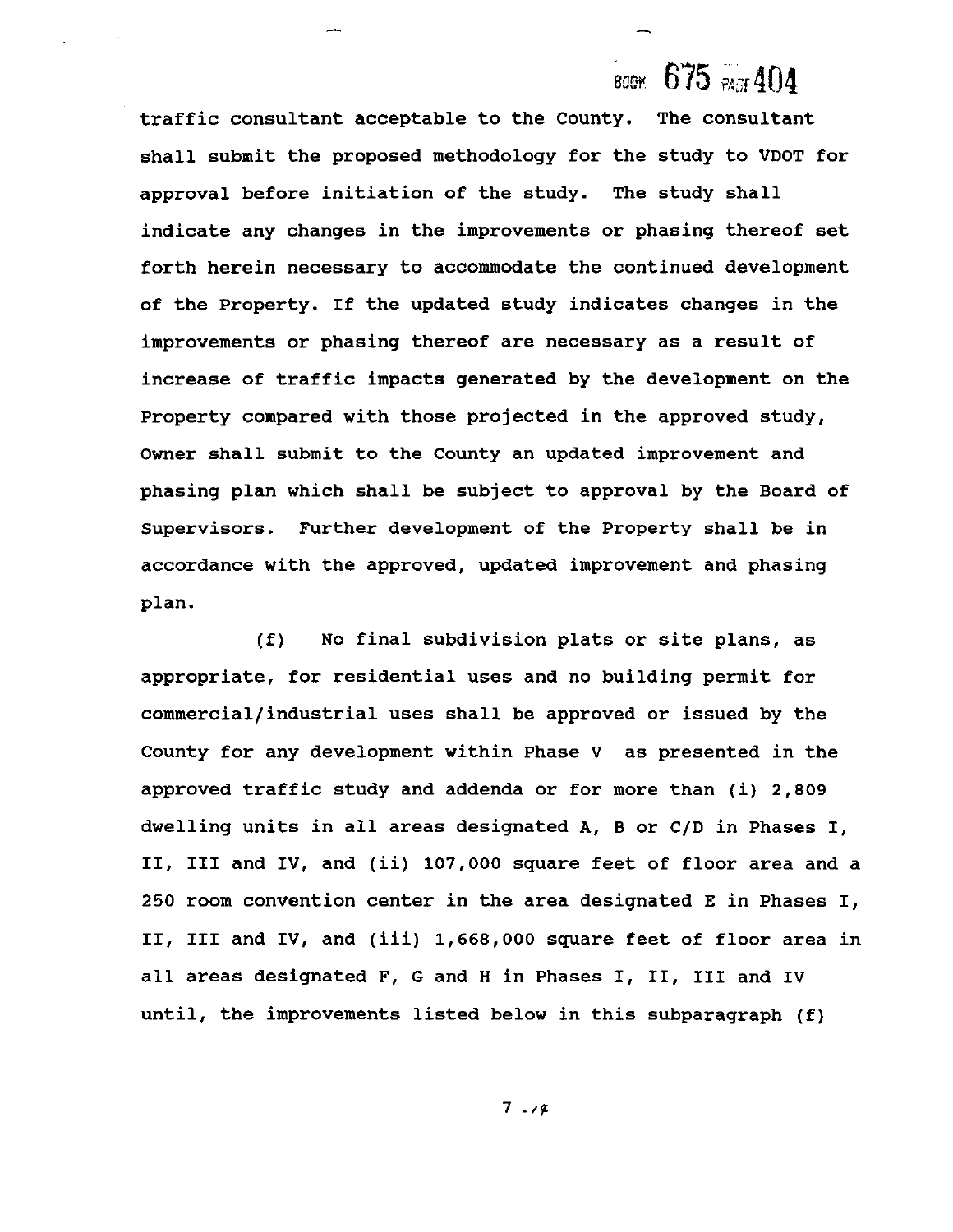traffic consultant acceptable to the County. The consultant shall submit the proposed methodology for the study to VDOT for approval before initiation of the study. The study shall indicate any changes in the improvements or phasing thereof set forth herein necessary to accommodate the continued development of the Property. If the updated study indicates changes in the improvements or phasing thereof are necessary as a result of increase of traffic impacts generated by the development on the Property compared with those projected in the approved study, Owner shall submit to the County an updated improvement and phasing plan which shall be subject to approval by the Board of Supervisors. Further development of the Property shall be in accordance with the approved, updated improvement and phasing plan.

(f) No final subdivision plats or site plans, as appropriate, for residential uses and no building permit for commercial/industrial uses shall be approved or issued by the County for any development within Phase V as presented in the approved traffic study and addenda or for more than (i) 2,809 dwelling units in all areas designated A, B or C/D in Phases I, II, III and IV, and (ii) 107,000 square feet of floor area and a 250 room convention center in the area designated E in Phases I, II, III and IV, and (iii) 1,668,000 square feet of floor area in all areas designated F, G and H in Phases I, II, III and IV until, the improvements listed below in this subparagraph (f)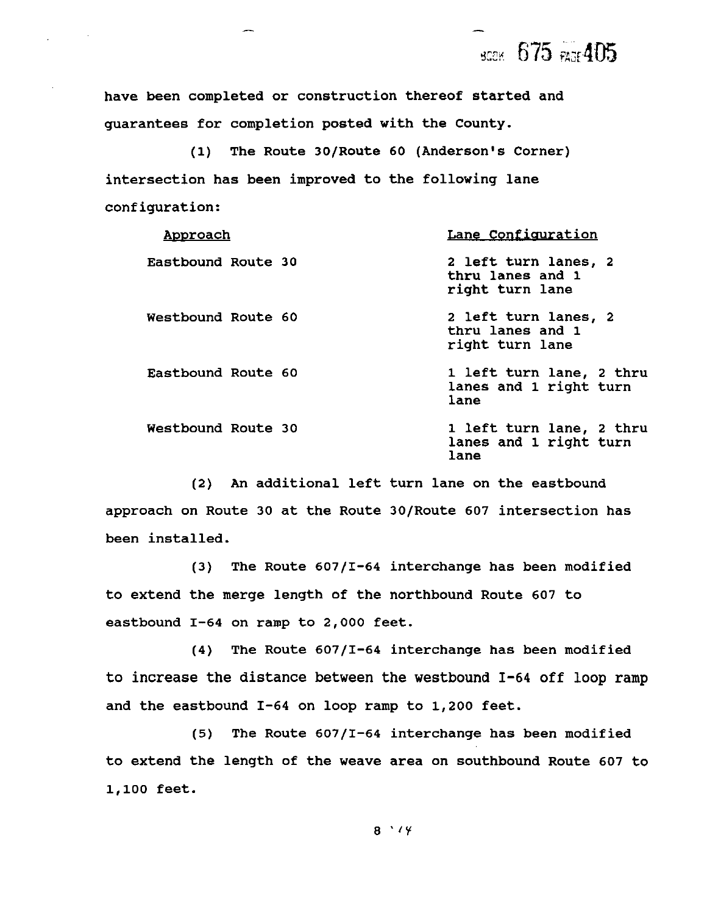have been completed or construction thereof started and guarantees for completion posted with the County.

(1) The Route 30/Route 60 (Anderson's Corner) intersection has been improved to the following lane configuration:

| Approach | Lane Configuration |
| --- | --- |
| Eastbound Route 30 | 2 left turn lanes, 2 thru lanes and 1 right turn lane |
| Westbound Route 60 | 2 left turn lanes, 2 thru lanes and 1 right turn lane |
| Eastbound Route 60 | 1 left turn lane, 2 thru lanes and 1 right turn lane |
| Westbound Route 30 | 1 left turn lane, 2 thru lanes and 1 right turn lane |

(2) An additional left turn lane on the eastbound approach on Route 30 at the Route 30/Route 607 intersection has been installed.

(3) The Route 607/I-64 interchange has been modified to extend the merge length of the northbound Route 607 to eastbound I-64 on ramp to 2,000 feet.

(4) The Route 607/I-64 interchange has been modified to increase the distance between the westbound I-64 off loop ramp and the eastbound I-64 on loop ramp to 1,200 feet.

(5) The Route 607/I-64 interchange has been modified to extend the length of the weave area on southbound Route 607 to 1,100 feet.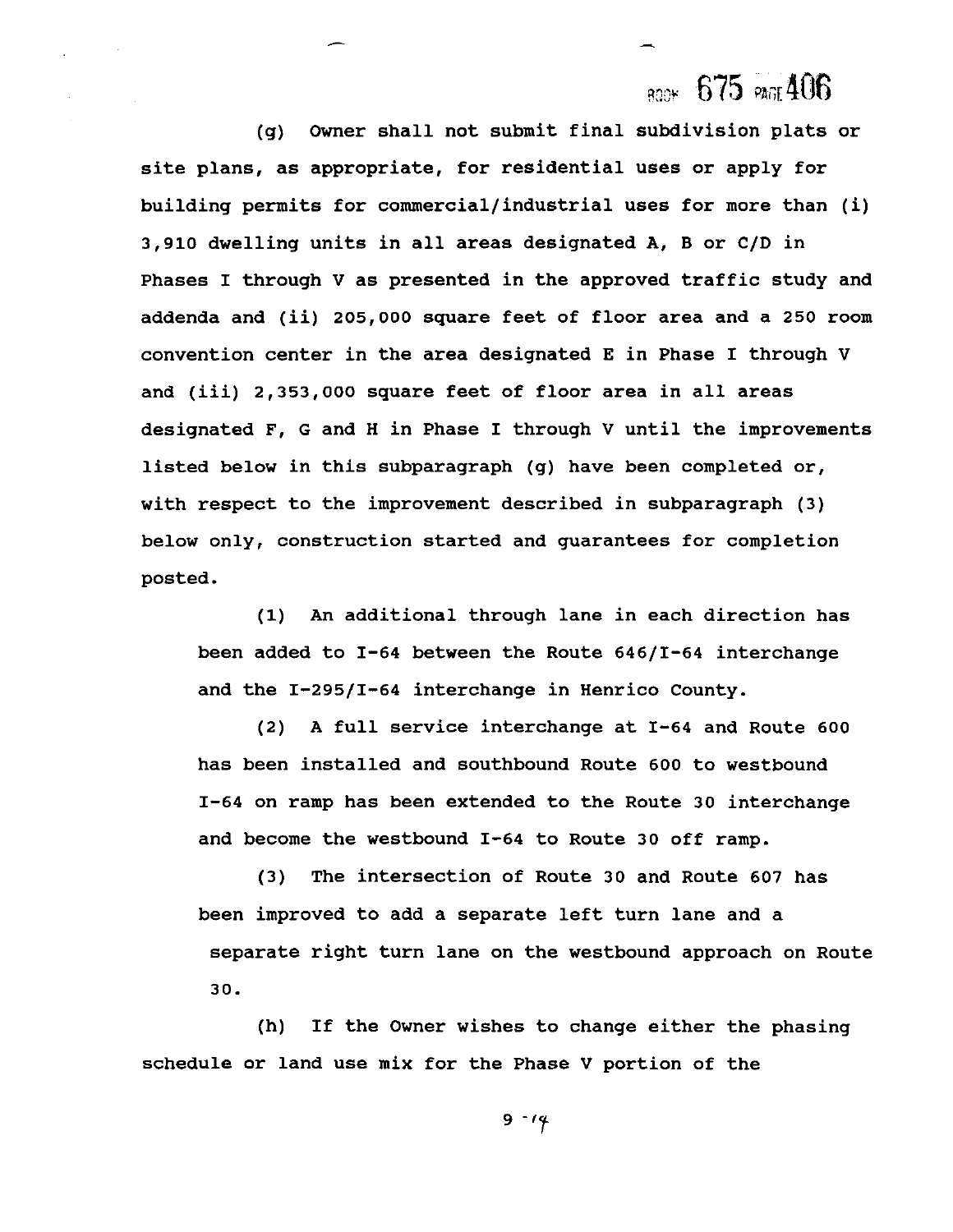(g) Owner shall not submit final subdivision plats or site plans, as appropriate, for residential uses or apply for building permits for commercial/industrial uses for more than (i) 3,910 dwelling units in all areas designated A, B or C/D in Phases I through V as presented in the approved traffic study and addenda and (ii) 205,000 square feet of floor area and a 250 room convention center in the area designated E in Phase I through V and (iii) 2,353,000 square feet of floor area in all areas designated F, G and H in Phase I through V until the improvements listed below in this subparagraph (g) have been completed or, with respect to the improvement described in subparagraph (3) below only, construction started and guarantees for completion posted.

(1) An additional through lane in each direction has been added to I-64 between the Route 646/I-64 interchange and the I-295/I-64 interchange in Henrico County.

(2) A full service interchange at I-64 and Route 600 has been installed and southbound Route 600 to westbound I-64 on ramp has been extended to the Route 30 interchange and become the westbound I-64 to Route 30 off ramp.

(3) The intersection of Route 30 and Route 607 has been improved to add a separate left turn lane and a separate right turn lane on the westbound approach on Route 30.

(h) If the Owner wishes to change either the phasing schedule or land use mix for the Phase V portion of the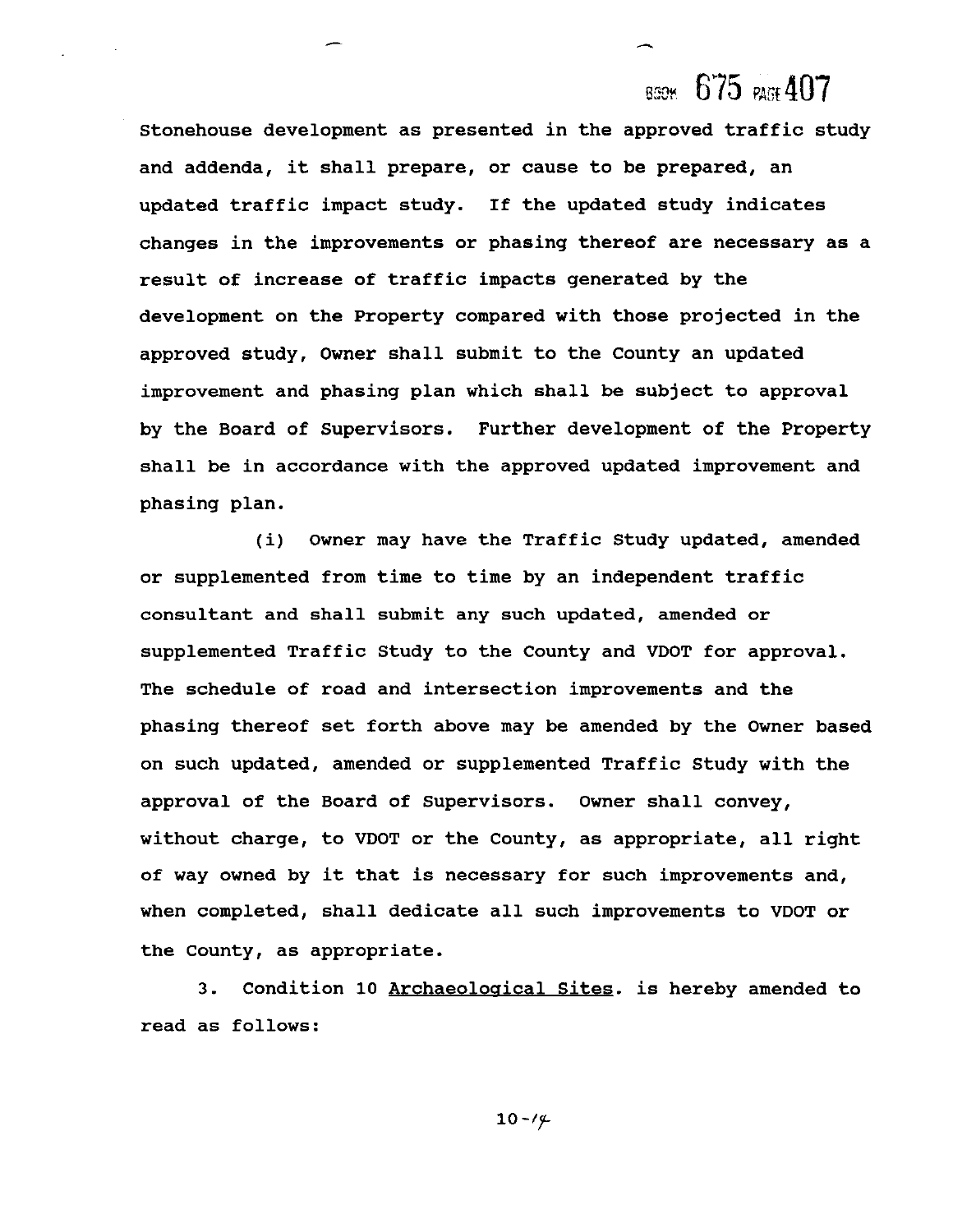Stonehouse development as presented in the approved traffic study and addenda, it shall prepare, or cause to be prepared, an updated traffic impact study. If the updated study indicates changes in the improvements or phasing thereof are necessary as a result of increase of traffic impacts generated by the development on the Property compared with those projected in the approved study, Owner shall submit to the County an updated improvement and phasing plan which shall be subject to approval by the Board of Supervisors. Further development of the Property shall be in accordance with the approved updated improvement and phasing plan.

(i) Owner may have the Traffic Study updated, amended or supplemented from time to time by an independent traffic consultant and shall submit any such updated, amended or supplemented Traffic Study to the County and VDOT for approval. The schedule of road and intersection improvements and the phasing thereof set forth above may be amended by the Owner based on such updated, amended or supplemented Traffic Study with the approval of the Board of Supervisors. Owner shall convey, without charge, to VDOT or the County, as appropriate, all right of way owned by it that is necessary for such improvements and, when completed, shall dedicate all such improvements to VDOT or the County, as appropriate.

3. Condition 10 Archaeological Sites. is hereby amended to read as follows: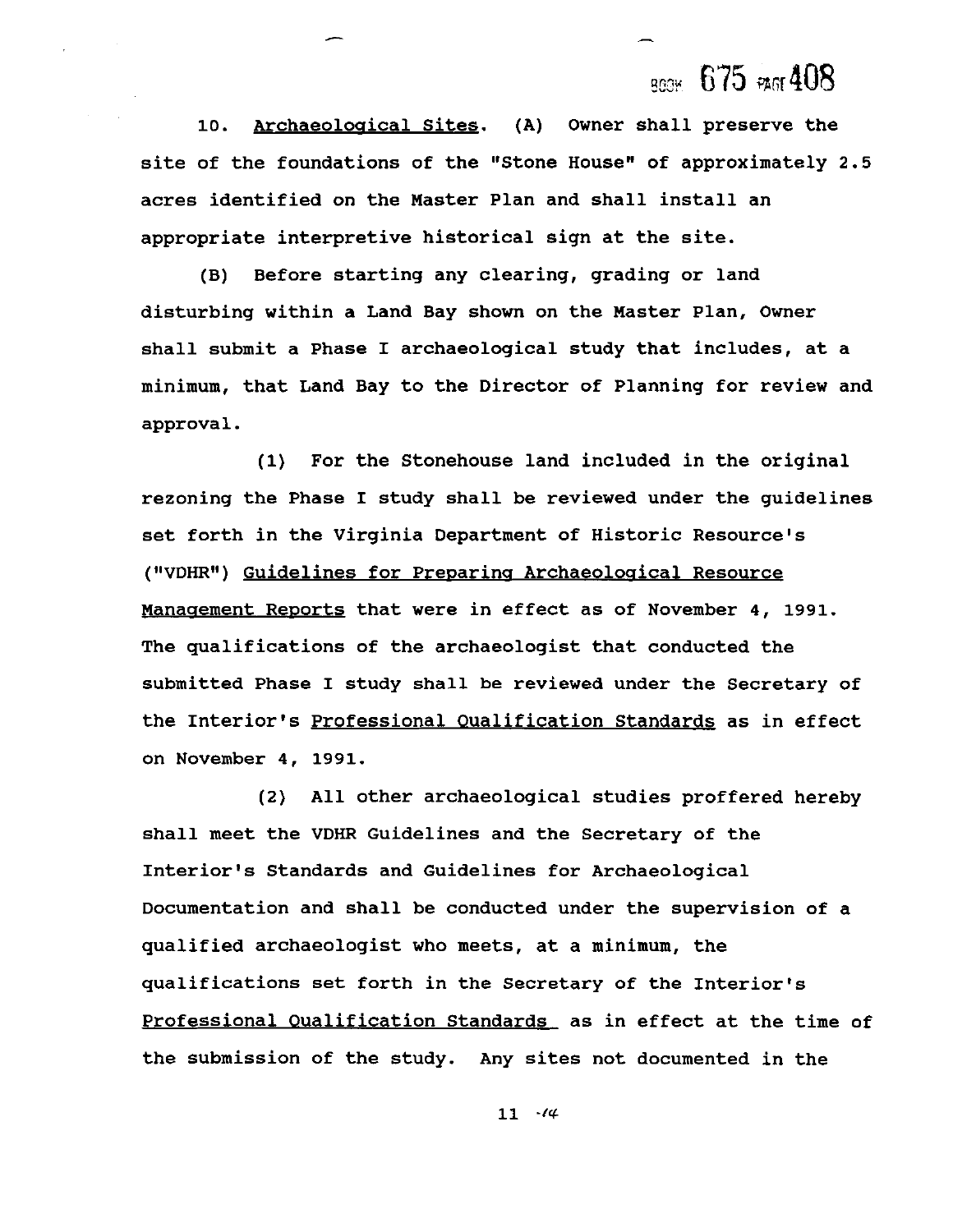10. Archaeological Sites. (A) Owner shall preserve the site of the foundations of the "Stone House" of approximately 2.5 acres identified on the Master Plan and shall install an appropriate interpretive historical sign at the site.

(B) Before starting any clearing, grading or land disturbing within a Land Bay shown on the Master Plan, Owner shall submit a Phase I archaeological study that includes, at a minimum, that Land Bay to the Director of Planning for review and approval.

(1) For the Stonehouse land included in the original rezoning the Phase I study shall be reviewed under the guidelines set forth in the Virginia Department of Historic Resource's ("VDHR") Guidelines for Preparing Archaeological Resource Management Reports that were in effect as of November 4, 1991. The qualifications of the archaeologist that conducted the submitted Phase I study shall be reviewed under the Secretary of the Interior's Professional Qualification Standards as in effect on November 4, 1991.

(2) All other archaeological studies proffered hereby shall meet the VDHR Guidelines and the Secretary of the Interior's Standards and Guidelines for Archaeological Documentation and shall be conducted under the supervision of a qualified archaeologist who meets, at a minimum, the qualifications set forth in the Secretary of the Interior's Professional Qualification Standards as in effect at the time of the submission of the study. Any sites not documented in the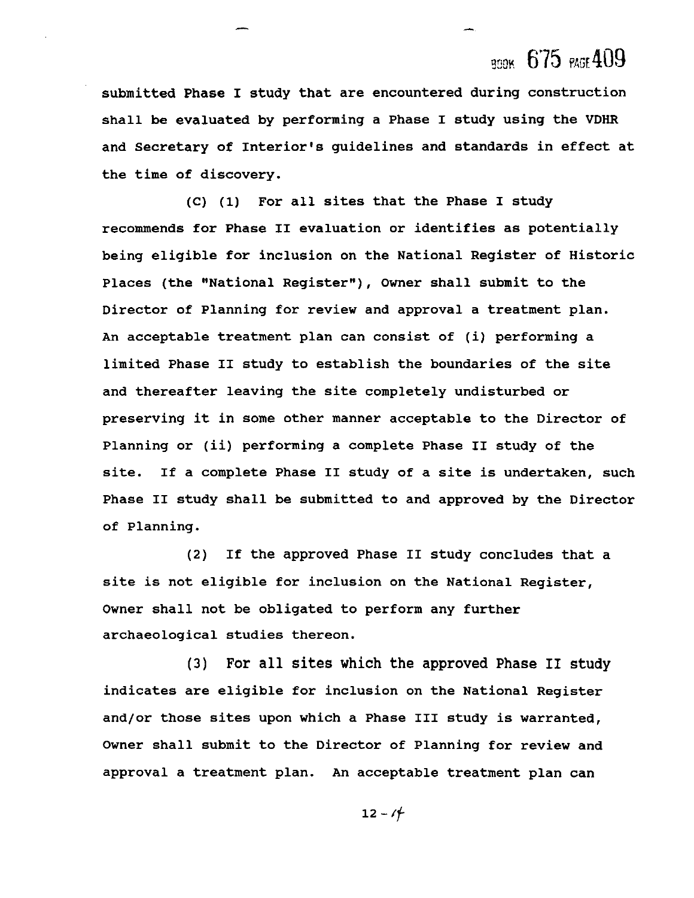submitted Phase I study that are encountered during construction shall be evaluated by performing a Phase I study using the VDHR and Secretary of Interior's guidelines and standards in effect at the time of discovery.

(C) (1) For all sites that the Phase I study recommends for Phase II evaluation or identifies as potentially being eligible for inclusion on the National Register of Historic Places (the "National Register"), Owner shall submit to the Director of Planning for review and approval a treatment plan. An acceptable treatment plan can consist of (i) performing a limited Phase II study to establish the boundaries of the site and thereafter leaving the site completely undisturbed or preserving it in some other manner acceptable to the Director of Planning or (ii) performing a complete Phase II study of the site. If a complete Phase II study of a site is undertaken, such Phase II study shall be submitted to and approved by the Director of Planning.

(2) If the approved Phase II study concludes that a site is not eligible for inclusion on the National Register, Owner shall not be obligated to perform any further archaeological studies thereon.

(3) For all sites which the approved Phase II study indicates are eligible for inclusion on the National Register and/or those sites upon which a Phase III study is warranted, Owner shall submit to the Director of Planning for review and approval a treatment plan. An acceptable treatment plan can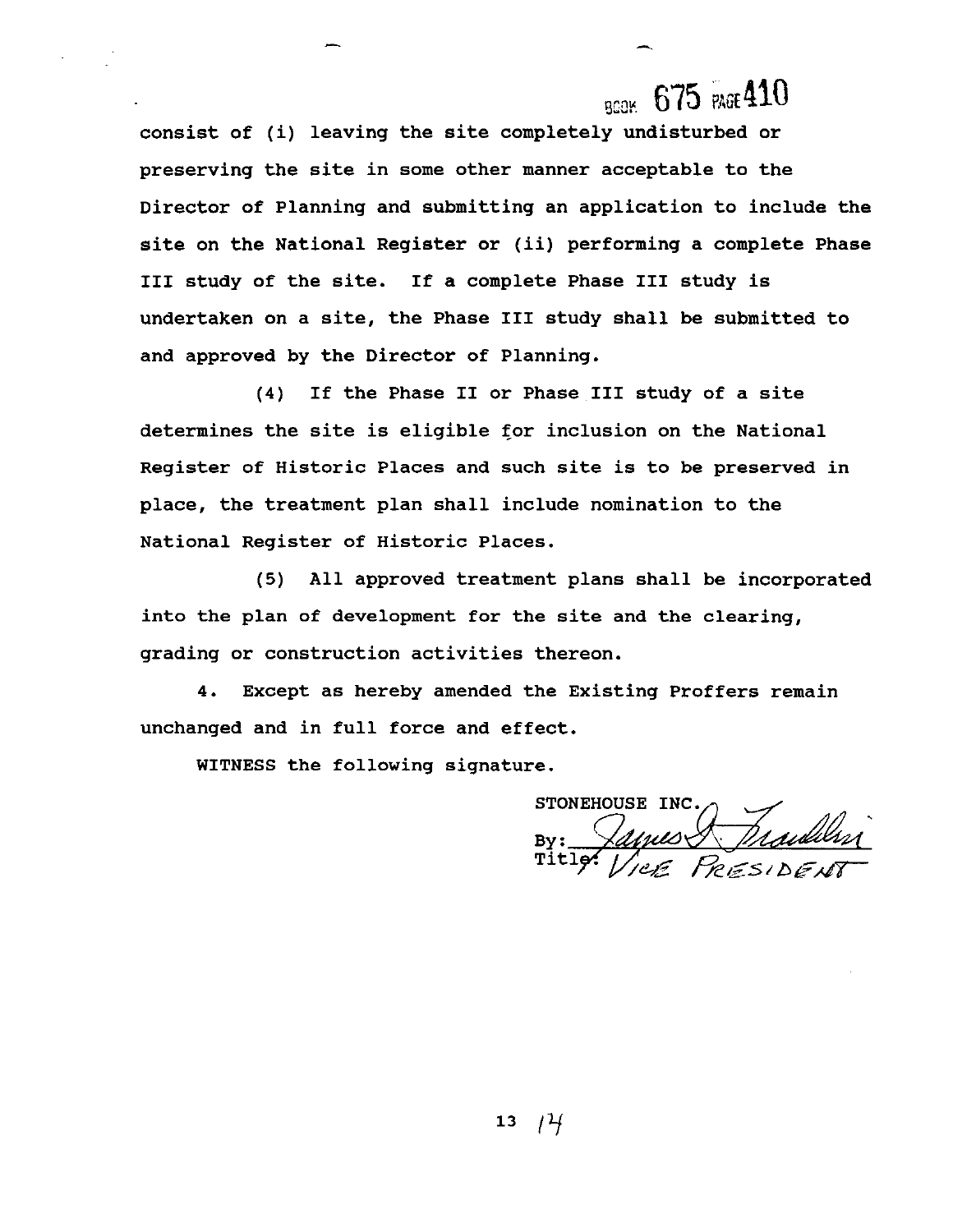consist of (i) leaving the site completely undisturbed or preserving the site in some other manner acceptable to the Director of Planning and submitting an application to include the site on the National Register or (ii) performing a complete Phase III study of the site. If a complete Phase III study is undertaken on a site, the Phase III study shall be submitted to and approved by the Director of Planning.

(4) If the Phase II or Phase III study of a site determines the site is eligible for inclusion on the National Register of Historic Places and such site is to be preserved in place, the treatment plan shall include nomination to the National Register of Historic Places.

(5) All approved treatment plans shall be incorporated into the plan of development for the site and the clearing, grading or construction activities thereon.

4. Except as hereby amended the Existing Proffers remain unchanged and in full force and effect.

WITNESS the following signature.

STONEHOUSE INC.
By: James I. Franklin
Title: Vice President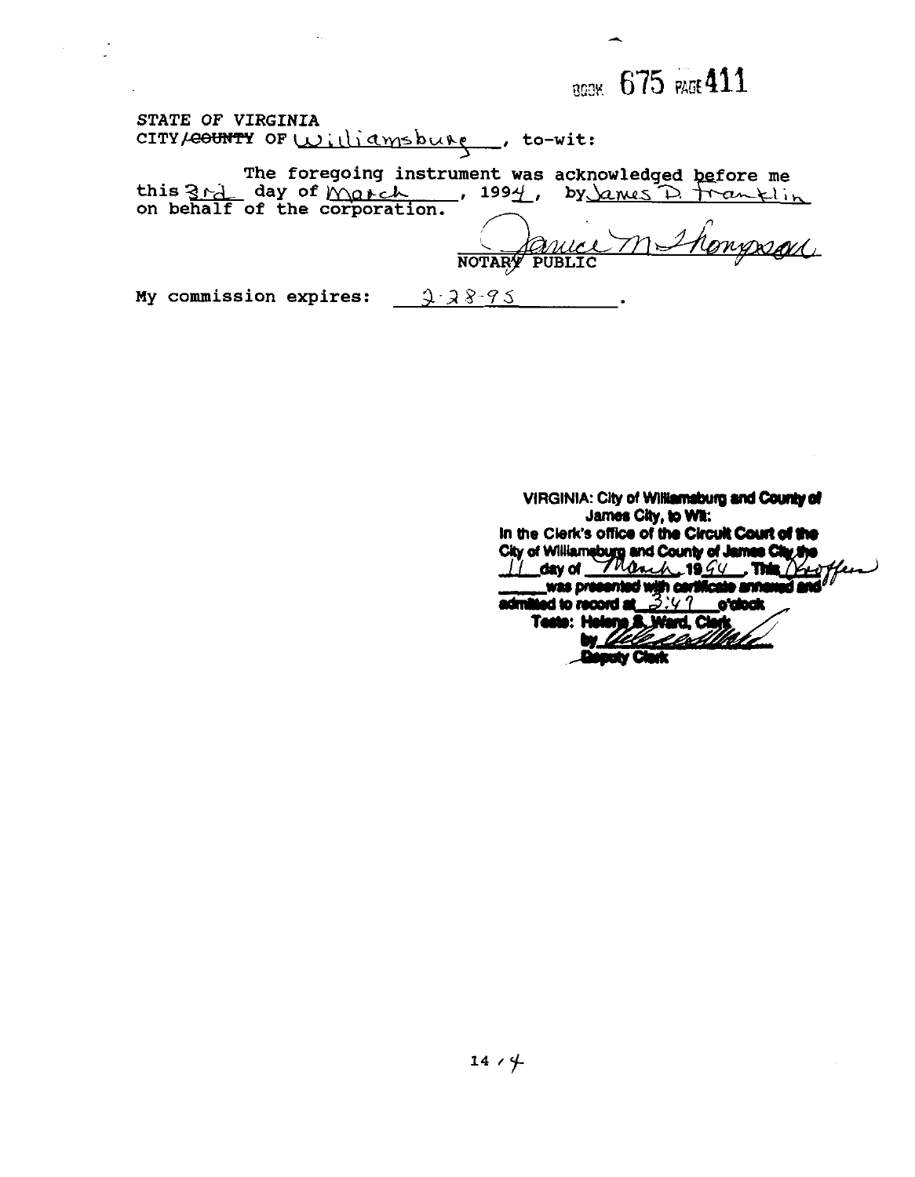BOOK 675 PAGE 411

STATE OF VIRGINIA
CITY/~~COUNTY~~ OF Williamsburg, to-wit:

The foregoing instrument was acknowledged before me this 3rd day of March, 1994, by James D. Franklin on behalf of the corporation.

Janice M. Thompson
NOTARY PUBLIC

My commission expires: 2-28-95.

VIRGINIA: City of Williamsburg and County of James City, to Wit:
In the Clerk's office of the Circuit Court of the City of Williamsburg and County of James City the 11 day of March 1994. This Deed was presented with certificate annexed and admitted to record at 3:47 o'clock
Teste: Helene S. Ward, Clerk
by 
Deputy Clerk

14 / 4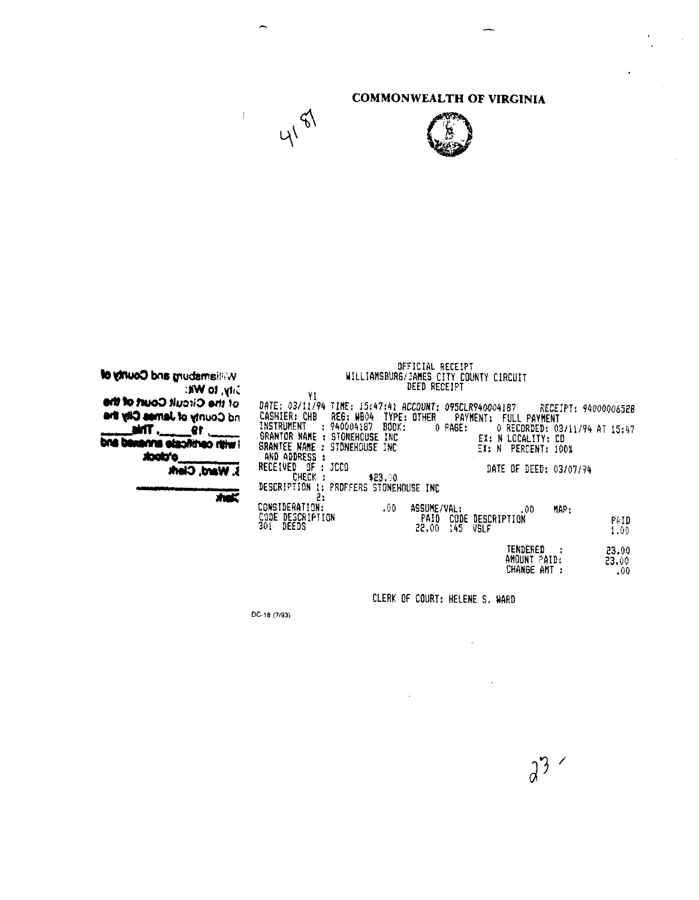## COMMONWEALTH OF VIRGINIA

4187

OFFICIAL RECEIPT
WILLIAMSBURG/JAMES CITY COUNTY CIRCUIT
DEED RECEIPT

Y1

DATE: 03/11/94 TIME: 15:47:41 ACCOUNT: 095CLR940004187 RECEIPT: 94000006528
CASHIER: CHB REG: WB04 TYPE: OTHER PAYMENT: FULL PAYMENT
INSTRUMENT : 940004187 BOOK: 0 PAGE: 0 RECORDED: 03/11/94 AT 15:47
GRANTOR NAME : STONEHOUSE INC EX: N LOCALITY: CO
GRANTEE NAME : STONEHOUSE INC EX: N PERCENT: 100%
AND ADDRESS :
RECEIVED OF : JCCO DATE OF DEED: 03/07/94
CHECK : $23.00
DESCRIPTION 1: PROFFERS STONEHOUSE INC
2:
CONSIDERATION: .00 ASSUME/VAL: .00 MAP:

| CODE | DESCRIPTION | PAID | CODE | DESCRIPTION | PAID |
|---|---|---|---|---|---|
| 301 | DEEDS | 22.00 | 145 | VSLF | 1.00 |

TENDERED : 23.00
AMOUNT PAID: 23.00
CHANGE AMT : .00

CLERK OF COURT: HELENE S. WARD

DC-18 (7/93)

23 ✓